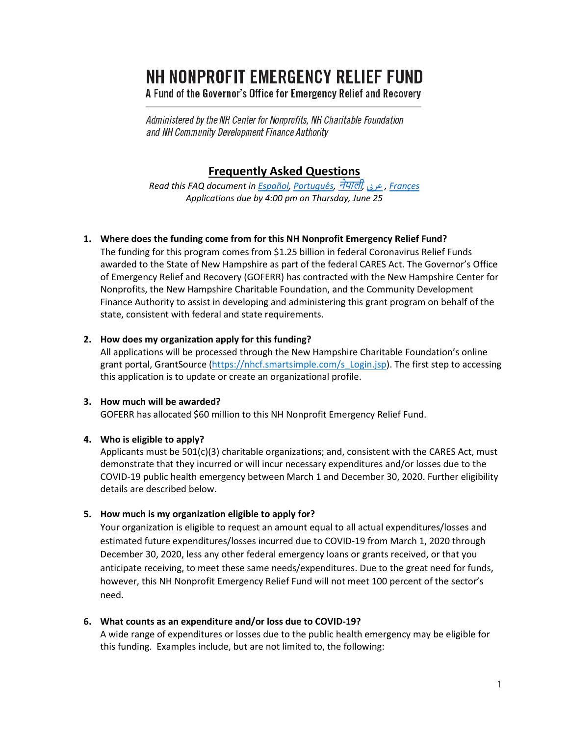# NH NONPROFIT EMERGENCY RELIEF FUND

A Fund of the Governor's Office for Emergency Relief and Recovery

*Administered by the NH Center for Nonprofits, NH Charitable Foundation and NH Community Development Finance Authority*

## Frequently Asked Questions

*Read this FAQ document in Español, Português, नेपाली, عربي , Français*
*Applications due by 4:00 pm on Thursday, June 25*

1. **Where does the funding come from for this NH Nonprofit Emergency Relief Fund?**
   The funding for this program comes from $1.25 billion in federal Coronavirus Relief Funds awarded to the State of New Hampshire as part of the federal CARES Act. The Governor's Office of Emergency Relief and Recovery (GOFERR) has contracted with the New Hampshire Center for Nonprofits, the New Hampshire Charitable Foundation, and the Community Development Finance Authority to assist in developing and administering this grant program on behalf of the state, consistent with federal and state requirements.

2. **How does my organization apply for this funding?**
   All applications will be processed through the New Hampshire Charitable Foundation's online grant portal, GrantSource (https://nhcf.smartsimple.com/s_Login.jsp). The first step to accessing this application is to update or create an organizational profile.

3. **How much will be awarded?**
   GOFERR has allocated $60 million to this NH Nonprofit Emergency Relief Fund.

4. **Who is eligible to apply?**
   Applicants must be 501(c)(3) charitable organizations; and, consistent with the CARES Act, must demonstrate that they incurred or will incur necessary expenditures and/or losses due to the COVID-19 public health emergency between March 1 and December 30, 2020. Further eligibility details are described below.

5. **How much is my organization eligible to apply for?**
   Your organization is eligible to request an amount equal to all actual expenditures/losses and estimated future expenditures/losses incurred due to COVID-19 from March 1, 2020 through December 30, 2020, less any other federal emergency loans or grants received, or that you anticipate receiving, to meet these same needs/expenditures. Due to the great need for funds, however, this NH Nonprofit Emergency Relief Fund will not meet 100 percent of the sector's need.

6. **What counts as an expenditure and/or loss due to COVID-19?**
   A wide range of expenditures or losses due to the public health emergency may be eligible for this funding. Examples include, but are not limited to, the following: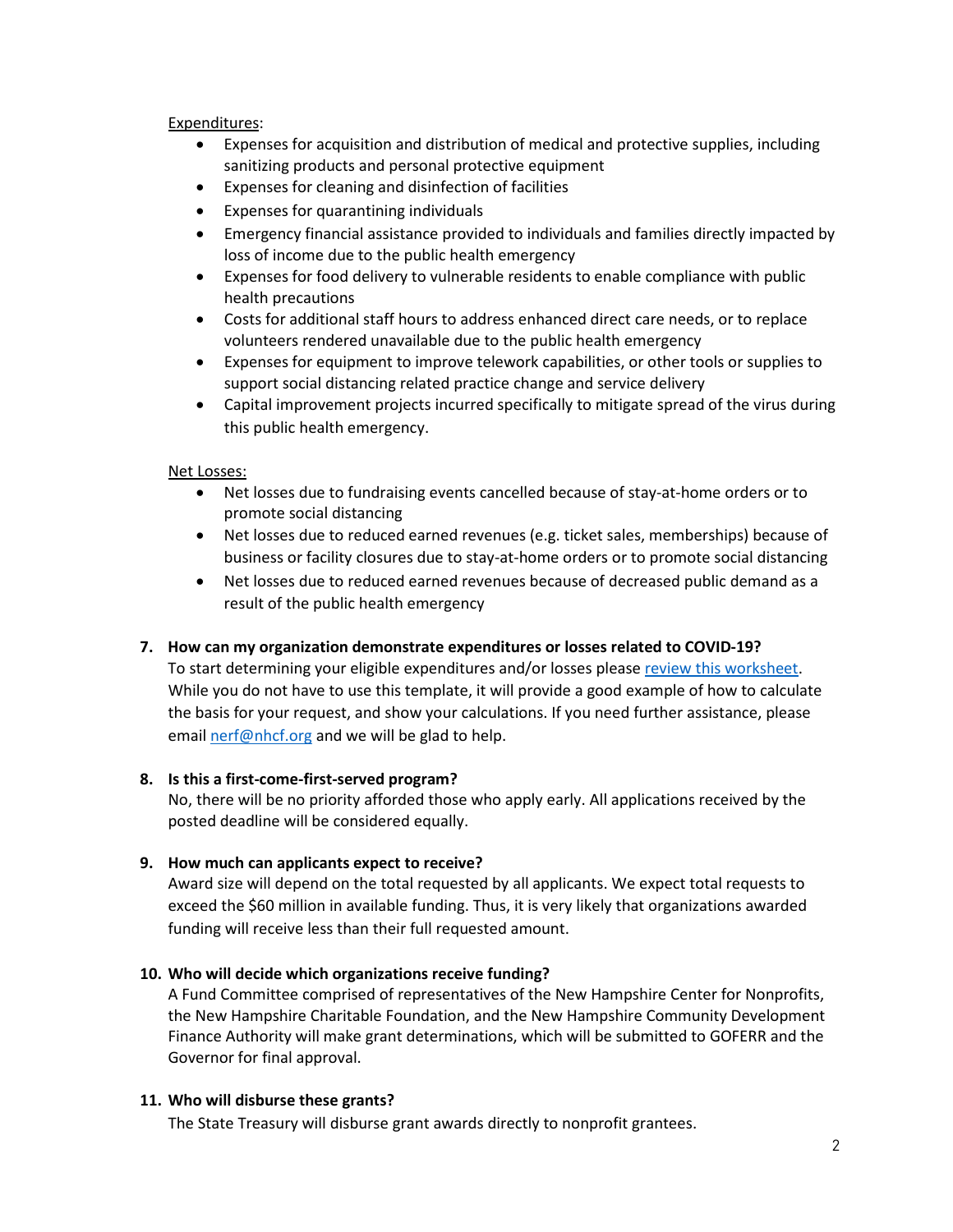Expenditures:

- Expenses for acquisition and distribution of medical and protective supplies, including sanitizing products and personal protective equipment
- Expenses for cleaning and disinfection of facilities
- Expenses for quarantining individuals
- Emergency financial assistance provided to individuals and families directly impacted by loss of income due to the public health emergency
- Expenses for food delivery to vulnerable residents to enable compliance with public health precautions
- Costs for additional staff hours to address enhanced direct care needs, or to replace volunteers rendered unavailable due to the public health emergency
- Expenses for equipment to improve telework capabilities, or other tools or supplies to support social distancing related practice change and service delivery
- Capital improvement projects incurred specifically to mitigate spread of the virus during this public health emergency.

Net Losses:

- Net losses due to fundraising events cancelled because of stay-at-home orders or to promote social distancing
- Net losses due to reduced earned revenues (e.g. ticket sales, memberships) because of business or facility closures due to stay-at-home orders or to promote social distancing
- Net losses due to reduced earned revenues because of decreased public demand as a result of the public health emergency

7. **How can my organization demonstrate expenditures or losses related to COVID-19?**
   To start determining your eligible expenditures and/or losses please review this worksheet. While you do not have to use this template, it will provide a good example of how to calculate the basis for your request, and show your calculations. If you need further assistance, please email nerf@nhcf.org and we will be glad to help.

8. **Is this a first-come-first-served program?**
   No, there will be no priority afforded those who apply early. All applications received by the posted deadline will be considered equally.

9. **How much can applicants expect to receive?**
   Award size will depend on the total requested by all applicants. We expect total requests to exceed the $60 million in available funding. Thus, it is very likely that organizations awarded funding will receive less than their full requested amount.

10. **Who will decide which organizations receive funding?**
    A Fund Committee comprised of representatives of the New Hampshire Center for Nonprofits, the New Hampshire Charitable Foundation, and the New Hampshire Community Development Finance Authority will make grant determinations, which will be submitted to GOFERR and the Governor for final approval.

11. **Who will disburse these grants?**
    The State Treasury will disburse grant awards directly to nonprofit grantees.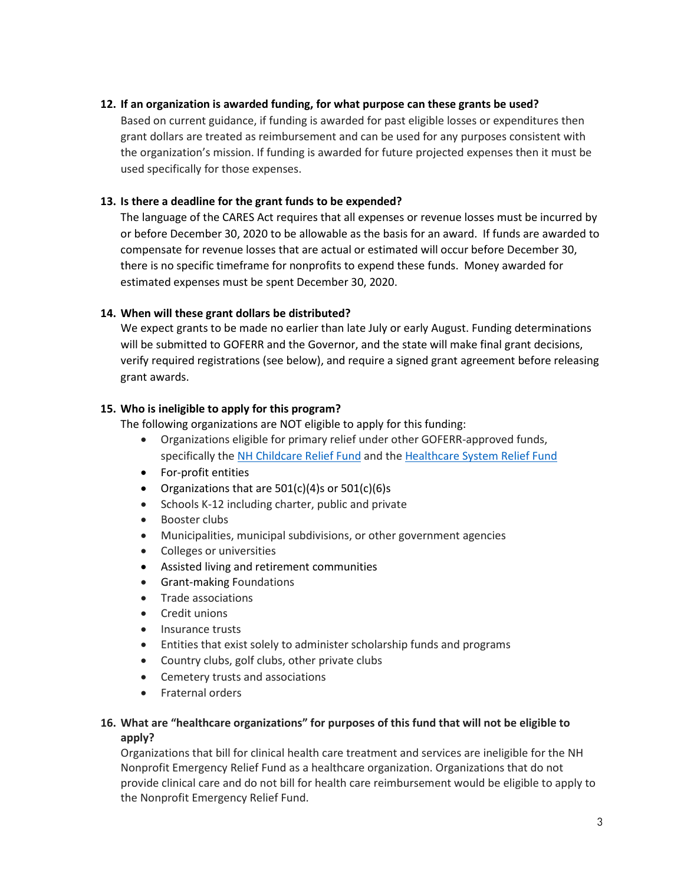**12. If an organization is awarded funding, for what purpose can these grants be used?**

Based on current guidance, if funding is awarded for past eligible losses or expenditures then grant dollars are treated as reimbursement and can be used for any purposes consistent with the organization's mission. If funding is awarded for future projected expenses then it must be used specifically for those expenses.

**13. Is there a deadline for the grant funds to be expended?**

The language of the CARES Act requires that all expenses or revenue losses must be incurred by or before December 30, 2020 to be allowable as the basis for an award. If funds are awarded to compensate for revenue losses that are actual or estimated will occur before December 30, there is no specific timeframe for nonprofits to expend these funds. Money awarded for estimated expenses must be spent December 30, 2020.

**14. When will these grant dollars be distributed?**

We expect grants to be made no earlier than late July or early August. Funding determinations will be submitted to GOFERR and the Governor, and the state will make final grant decisions, verify required registrations (see below), and require a signed grant agreement before releasing grant awards.

**15. Who is ineligible to apply for this program?**

The following organizations are NOT eligible to apply for this funding:

- Organizations eligible for primary relief under other GOFERR-approved funds, specifically the NH Childcare Relief Fund and the Healthcare System Relief Fund
- For-profit entities
- Organizations that are 501(c)(4)s or 501(c)(6)s
- Schools K-12 including charter, public and private
- Booster clubs
- Municipalities, municipal subdivisions, or other government agencies
- Colleges or universities
- Assisted living and retirement communities
- Grant-making Foundations
- Trade associations
- Credit unions
- Insurance trusts
- Entities that exist solely to administer scholarship funds and programs
- Country clubs, golf clubs, other private clubs
- Cemetery trusts and associations
- Fraternal orders

**16. What are "healthcare organizations" for purposes of this fund that will not be eligible to apply?**

Organizations that bill for clinical health care treatment and services are ineligible for the NH Nonprofit Emergency Relief Fund as a healthcare organization. Organizations that do not provide clinical care and do not bill for health care reimbursement would be eligible to apply to the Nonprofit Emergency Relief Fund.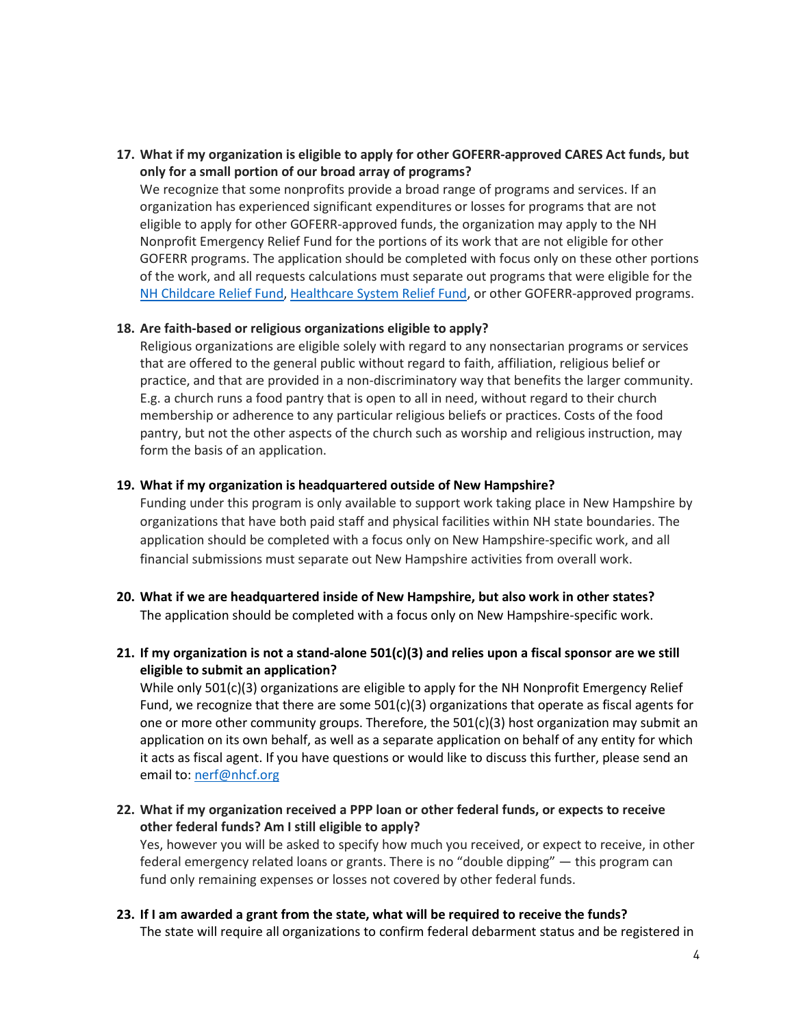17. **What if my organization is eligible to apply for other GOFERR-approved CARES Act funds, but only for a small portion of our broad array of programs?**
    We recognize that some nonprofits provide a broad range of programs and services. If an organization has experienced significant expenditures or losses for programs that are not eligible to apply for other GOFERR-approved funds, the organization may apply to the NH Nonprofit Emergency Relief Fund for the portions of its work that are not eligible for other GOFERR programs. The application should be completed with focus only on these other portions of the work, and all requests calculations must separate out programs that were eligible for the [NH Childcare Relief Fund](), [Healthcare System Relief Fund](), or other GOFERR-approved programs.

18. **Are faith-based or religious organizations eligible to apply?**
    Religious organizations are eligible solely with regard to any nonsectarian programs or services that are offered to the general public without regard to faith, affiliation, religious belief or practice, and that are provided in a non-discriminatory way that benefits the larger community. E.g. a church runs a food pantry that is open to all in need, without regard to their church membership or adherence to any particular religious beliefs or practices. Costs of the food pantry, but not the other aspects of the church such as worship and religious instruction, may form the basis of an application.

19. **What if my organization is headquartered outside of New Hampshire?**
    Funding under this program is only available to support work taking place in New Hampshire by organizations that have both paid staff and physical facilities within NH state boundaries. The application should be completed with a focus only on New Hampshire-specific work, and all financial submissions must separate out New Hampshire activities from overall work.

20. **What if we are headquartered inside of New Hampshire, but also work in other states?**
    The application should be completed with a focus only on New Hampshire-specific work.

21. **If my organization is not a stand-alone 501(c)(3) and relies upon a fiscal sponsor are we still eligible to submit an application?**
    While only 501(c)(3) organizations are eligible to apply for the NH Nonprofit Emergency Relief Fund, we recognize that there are some 501(c)(3) organizations that operate as fiscal agents for one or more other community groups. Therefore, the 501(c)(3) host organization may submit an application on its own behalf, as well as a separate application on behalf of any entity for which it acts as fiscal agent. If you have questions or would like to discuss this further, please send an email to: [nerf@nhcf.org](mailto:nerf@nhcf.org)

22. **What if my organization received a PPP loan or other federal funds, or expects to receive other federal funds? Am I still eligible to apply?**
    Yes, however you will be asked to specify how much you received, or expect to receive, in other federal emergency related loans or grants. There is no "double dipping" — this program can fund only remaining expenses or losses not covered by other federal funds.

23. **If I am awarded a grant from the state, what will be required to receive the funds?**
    The state will require all organizations to confirm federal debarment status and be registered in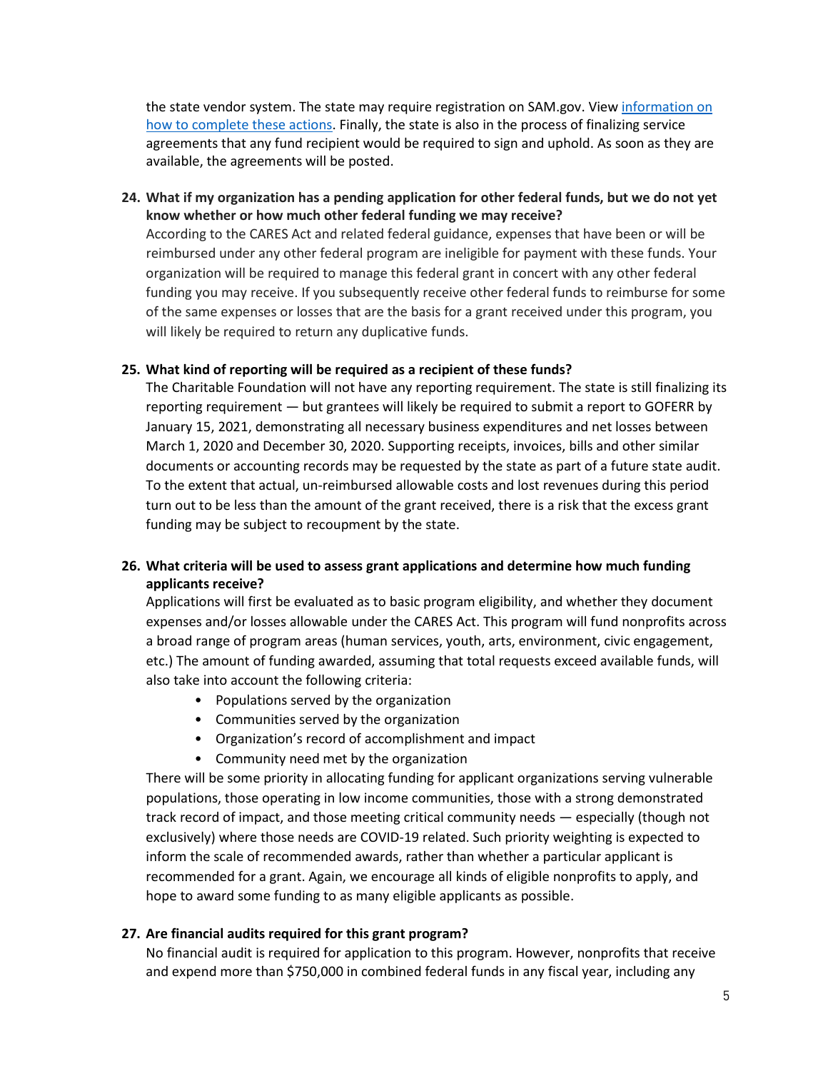the state vendor system. The state may require registration on SAM.gov. View [information on how to complete these actions](). Finally, the state is also in the process of finalizing service agreements that any fund recipient would be required to sign and uphold. As soon as they are available, the agreements will be posted.

**24. What if my organization has a pending application for other federal funds, but we do not yet know whether or how much other federal funding we may receive?**

According to the CARES Act and related federal guidance, expenses that have been or will be reimbursed under any other federal program are ineligible for payment with these funds. Your organization will be required to manage this federal grant in concert with any other federal funding you may receive. If you subsequently receive other federal funds to reimburse for some of the same expenses or losses that are the basis for a grant received under this program, you will likely be required to return any duplicative funds.

**25. What kind of reporting will be required as a recipient of these funds?**

The Charitable Foundation will not have any reporting requirement. The state is still finalizing its reporting requirement — but grantees will likely be required to submit a report to GOFERR by January 15, 2021, demonstrating all necessary business expenditures and net losses between March 1, 2020 and December 30, 2020. Supporting receipts, invoices, bills and other similar documents or accounting records may be requested by the state as part of a future state audit. To the extent that actual, un-reimbursed allowable costs and lost revenues during this period turn out to be less than the amount of the grant received, there is a risk that the excess grant funding may be subject to recoupment by the state.

**26. What criteria will be used to assess grant applications and determine how much funding applicants receive?**

Applications will first be evaluated as to basic program eligibility, and whether they document expenses and/or losses allowable under the CARES Act. This program will fund nonprofits across a broad range of program areas (human services, youth, arts, environment, civic engagement, etc.) The amount of funding awarded, assuming that total requests exceed available funds, will also take into account the following criteria:

- Populations served by the organization
- Communities served by the organization
- Organization's record of accomplishment and impact
- Community need met by the organization

There will be some priority in allocating funding for applicant organizations serving vulnerable populations, those operating in low income communities, those with a strong demonstrated track record of impact, and those meeting critical community needs — especially (though not exclusively) where those needs are COVID-19 related. Such priority weighting is expected to inform the scale of recommended awards, rather than whether a particular applicant is recommended for a grant. Again, we encourage all kinds of eligible nonprofits to apply, and hope to award some funding to as many eligible applicants as possible.

**27. Are financial audits required for this grant program?**

No financial audit is required for application to this program. However, nonprofits that receive and expend more than $750,000 in combined federal funds in any fiscal year, including any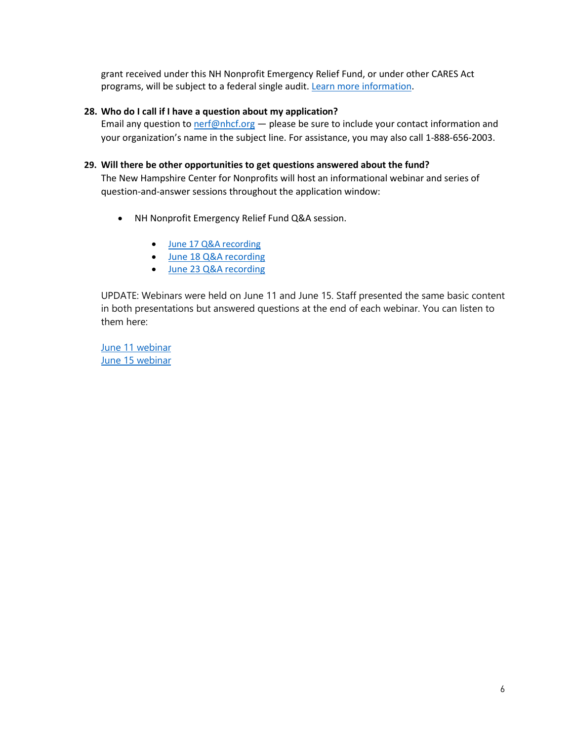grant received under this NH Nonprofit Emergency Relief Fund, or under other CARES Act programs, will be subject to a federal single audit. Learn more information.

28. **Who do I call if I have a question about my application?**
    Email any question to nerf@nhcf.org — please be sure to include your contact information and your organization's name in the subject line. For assistance, you may also call 1-888-656-2003.

29. **Will there be other opportunities to get questions answered about the fund?**
    The New Hampshire Center for Nonprofits will host an informational webinar and series of question-and-answer sessions throughout the application window:

    - NH Nonprofit Emergency Relief Fund Q&A session.
        - June 17 Q&A recording
        - June 18 Q&A recording
        - June 23 Q&A recording

    UPDATE: Webinars were held on June 11 and June 15. Staff presented the same basic content in both presentations but answered questions at the end of each webinar. You can listen to them here:

    June 11 webinar
    June 15 webinar